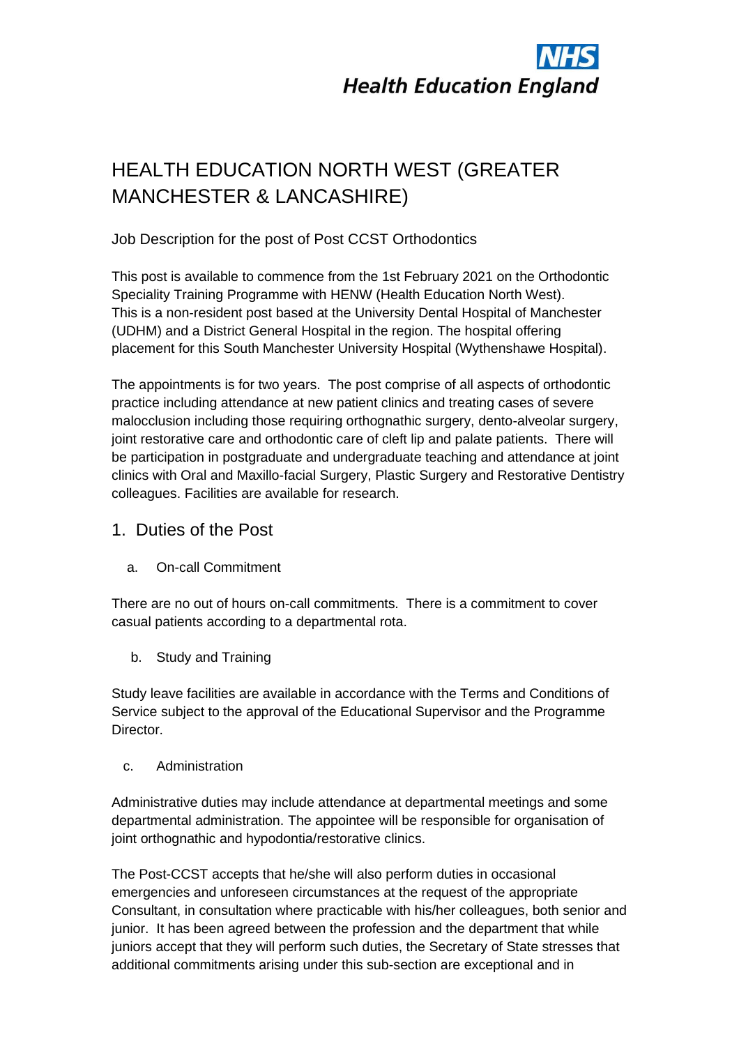NHS
Health Education England

# HEALTH EDUCATION NORTH WEST (GREATER MANCHESTER & LANCASHIRE)

Job Description for the post of Post CCST Orthodontics

This post is available to commence from the 1st February 2021 on the Orthodontic Speciality Training Programme with HENW (Health Education North West). This is a non-resident post based at the University Dental Hospital of Manchester (UDHM) and a District General Hospital in the region. The hospital offering placement for this South Manchester University Hospital (Wythenshawe Hospital).

The appointments is for two years. The post comprise of all aspects of orthodontic practice including attendance at new patient clinics and treating cases of severe malocclusion including those requiring orthognathic surgery, dento-alveolar surgery, joint restorative care and orthodontic care of cleft lip and palate patients. There will be participation in postgraduate and undergraduate teaching and attendance at joint clinics with Oral and Maxillo-facial Surgery, Plastic Surgery and Restorative Dentistry colleagues. Facilities are available for research.

## 1. Duties of the Post

### a. On-call Commitment

There are no out of hours on-call commitments. There is a commitment to cover casual patients according to a departmental rota.

### b. Study and Training

Study leave facilities are available in accordance with the Terms and Conditions of Service subject to the approval of the Educational Supervisor and the Programme Director.

### c. Administration

Administrative duties may include attendance at departmental meetings and some departmental administration. The appointee will be responsible for organisation of joint orthognathic and hypodontia/restorative clinics.

The Post-CCST accepts that he/she will also perform duties in occasional emergencies and unforeseen circumstances at the request of the appropriate Consultant, in consultation where practicable with his/her colleagues, both senior and junior. It has been agreed between the profession and the department that while juniors accept that they will perform such duties, the Secretary of State stresses that additional commitments arising under this sub-section are exceptional and in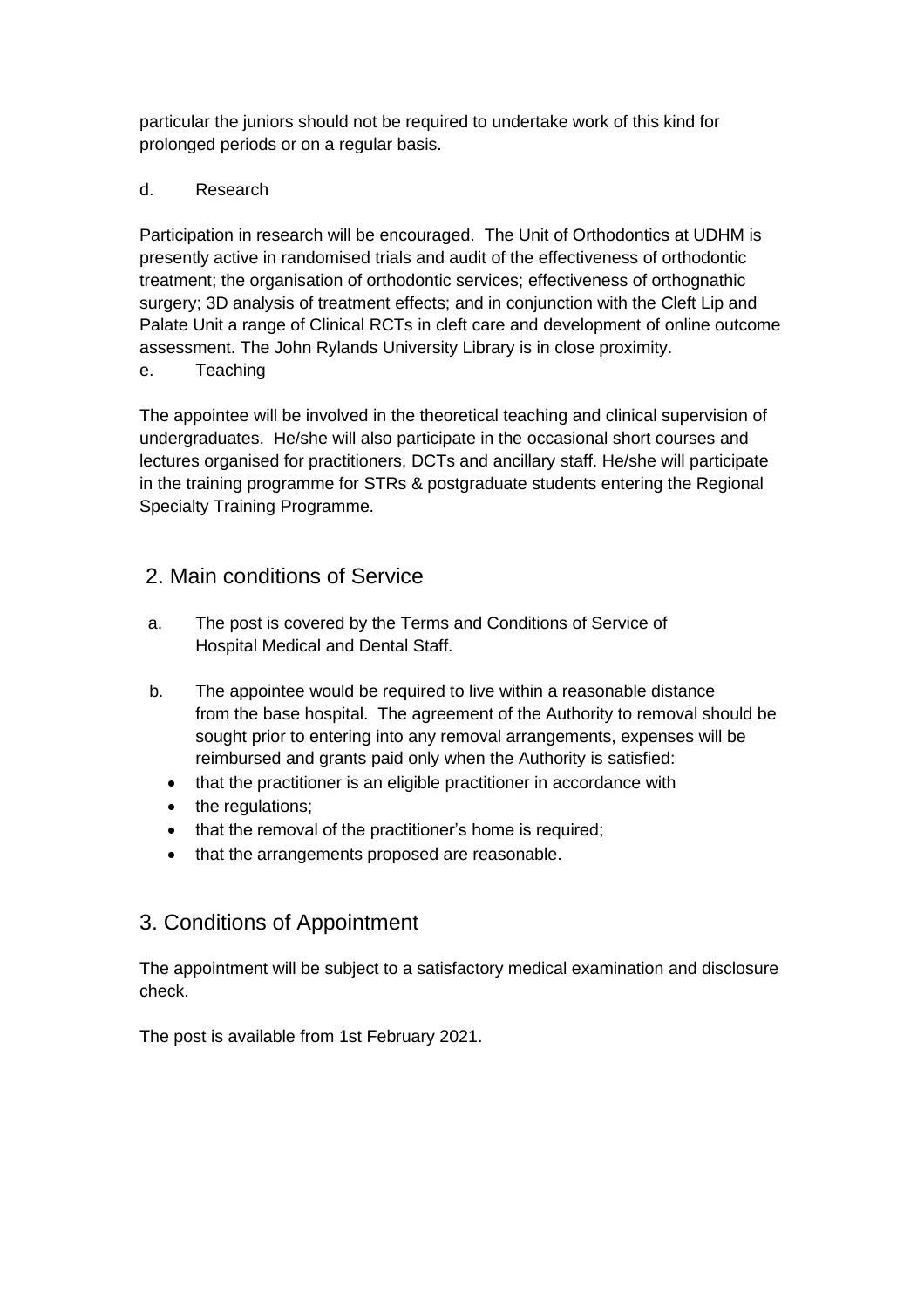particular the juniors should not be required to undertake work of this kind for prolonged periods or on a regular basis.

d. Research

Participation in research will be encouraged. The Unit of Orthodontics at UDHM is presently active in randomised trials and audit of the effectiveness of orthodontic treatment; the organisation of orthodontic services; effectiveness of orthognathic surgery; 3D analysis of treatment effects; and in conjunction with the Cleft Lip and Palate Unit a range of Clinical RCTs in cleft care and development of online outcome assessment. The John Rylands University Library is in close proximity.

e. Teaching

The appointee will be involved in the theoretical teaching and clinical supervision of undergraduates. He/she will also participate in the occasional short courses and lectures organised for practitioners, DCTs and ancillary staff. He/she will participate in the training programme for STRs & postgraduate students entering the Regional Specialty Training Programme.

## 2. Main conditions of Service

a. The post is covered by the Terms and Conditions of Service of Hospital Medical and Dental Staff.

b. The appointee would be required to live within a reasonable distance from the base hospital. The agreement of the Authority to removal should be sought prior to entering into any removal arrangements, expenses will be reimbursed and grants paid only when the Authority is satisfied:

- that the practitioner is an eligible practitioner in accordance with
- the regulations;
- that the removal of the practitioner's home is required;
- that the arrangements proposed are reasonable.

## 3. Conditions of Appointment

The appointment will be subject to a satisfactory medical examination and disclosure check.

The post is available from 1st February 2021.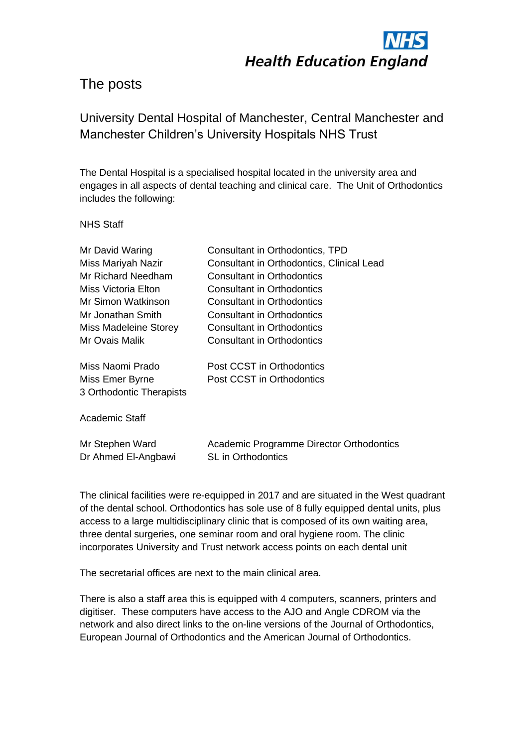# The posts

## University Dental Hospital of Manchester, Central Manchester and Manchester Children's University Hospitals NHS Trust

The Dental Hospital is a specialised hospital located in the university area and engages in all aspects of dental teaching and clinical care. The Unit of Orthodontics includes the following:

NHS Staff

| | |
|---|---|
| Mr David Waring | Consultant in Orthodontics, TPD |
| Miss Mariyah Nazir | Consultant in Orthodontics, Clinical Lead |
| Mr Richard Needham | Consultant in Orthodontics |
| Miss Victoria Elton | Consultant in Orthodontics |
| Mr Simon Watkinson | Consultant in Orthodontics |
| Mr Jonathan Smith | Consultant in Orthodontics |
| Miss Madeleine Storey | Consultant in Orthodontics |
| Mr Ovais Malik | Consultant in Orthodontics |

| | |
|---|---|
| Miss Naomi Prado | Post CCST in Orthodontics |
| Miss Emer Byrne | Post CCST in Orthodontics |
| 3 Orthodontic Therapists | |

Academic Staff

| | |
|---|---|
| Mr Stephen Ward | Academic Programme Director Orthodontics |
| Dr Ahmed El-Angbawi | SL in Orthodontics |

The clinical facilities were re-equipped in 2017 and are situated in the West quadrant of the dental school. Orthodontics has sole use of 8 fully equipped dental units, plus access to a large multidisciplinary clinic that is composed of its own waiting area, three dental surgeries, one seminar room and oral hygiene room. The clinic incorporates University and Trust network access points on each dental unit

The secretarial offices are next to the main clinical area.

There is also a staff area this is equipped with 4 computers, scanners, printers and digitiser. These computers have access to the AJO and Angle CDROM via the network and also direct links to the on-line versions of the Journal of Orthodontics, European Journal of Orthodontics and the American Journal of Orthodontics.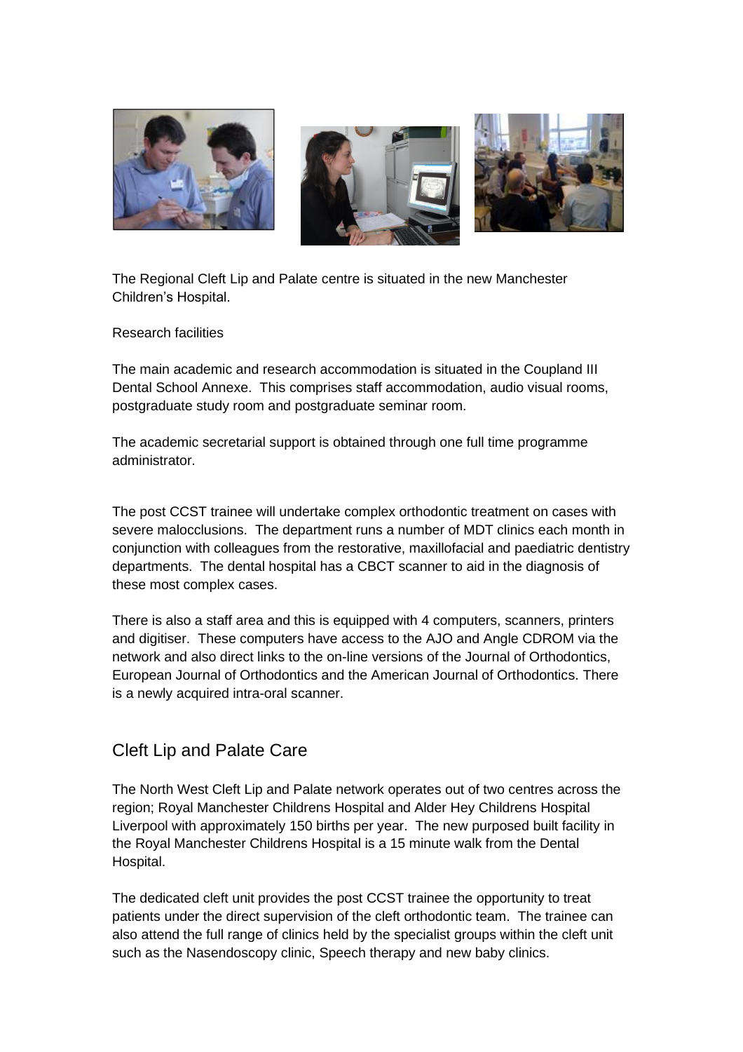The Regional Cleft Lip and Palate centre is situated in the new Manchester Children's Hospital.

Research facilities

The main academic and research accommodation is situated in the Coupland III Dental School Annexe. This comprises staff accommodation, audio visual rooms, postgraduate study room and postgraduate seminar room.

The academic secretarial support is obtained through one full time programme administrator.

The post CCST trainee will undertake complex orthodontic treatment on cases with severe malocclusions. The department runs a number of MDT clinics each month in conjunction with colleagues from the restorative, maxillofacial and paediatric dentistry departments. The dental hospital has a CBCT scanner to aid in the diagnosis of these most complex cases.

There is also a staff area and this is equipped with 4 computers, scanners, printers and digitiser. These computers have access to the AJO and Angle CDROM via the network and also direct links to the on-line versions of the Journal of Orthodontics, European Journal of Orthodontics and the American Journal of Orthodontics. There is a newly acquired intra-oral scanner.

## Cleft Lip and Palate Care

The North West Cleft Lip and Palate network operates out of two centres across the region; Royal Manchester Childrens Hospital and Alder Hey Childrens Hospital Liverpool with approximately 150 births per year. The new purposed built facility in the Royal Manchester Childrens Hospital is a 15 minute walk from the Dental Hospital.

The dedicated cleft unit provides the post CCST trainee the opportunity to treat patients under the direct supervision of the cleft orthodontic team. The trainee can also attend the full range of clinics held by the specialist groups within the cleft unit such as the Nasendoscopy clinic, Speech therapy and new baby clinics.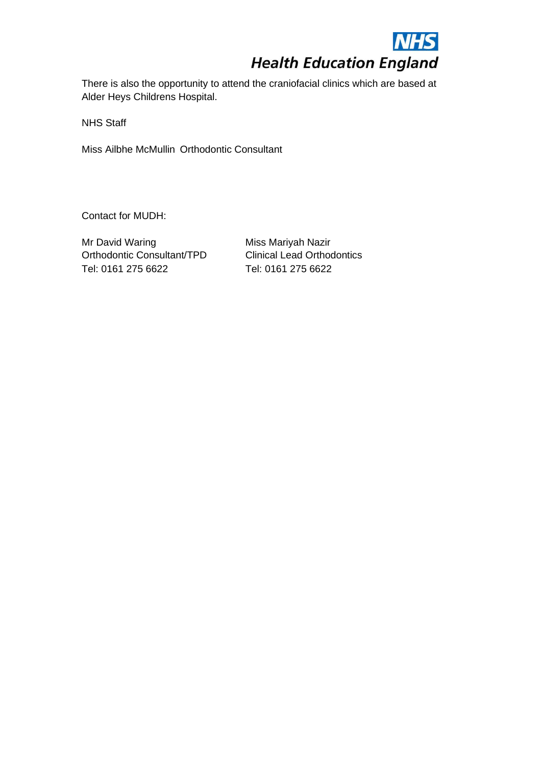There is also the opportunity to attend the craniofacial clinics which are based at Alder Heys Childrens Hospital.

NHS Staff

Miss Ailbhe McMullin  Orthodontic Consultant

Contact for MUDH:

Mr David Waring  
Orthodontic Consultant/TPD  
Tel: 0161 275 6622

Miss Mariyah Nazir  
Clinical Lead Orthodontics  
Tel: 0161 275 6622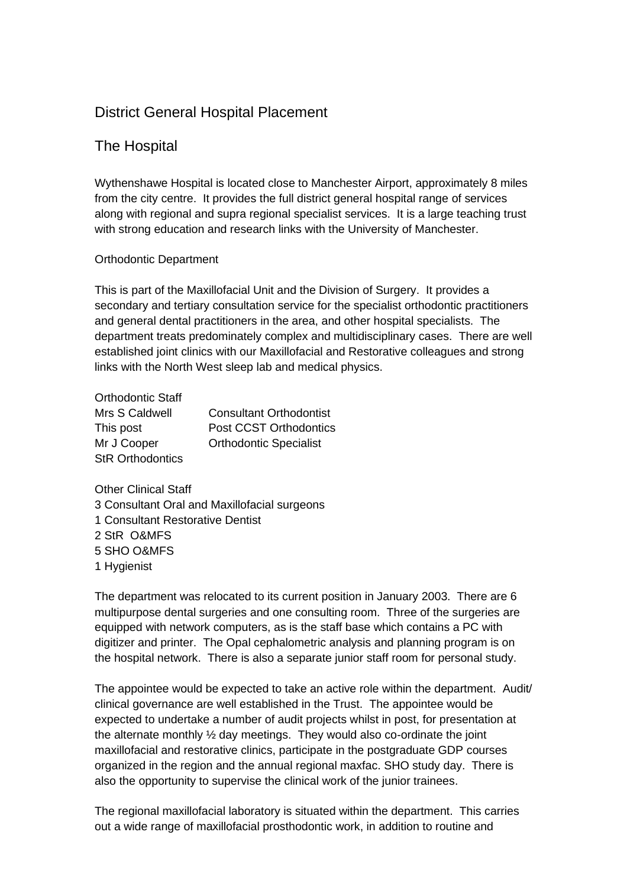# District General Hospital Placement

## The Hospital

Wythenshawe Hospital is located close to Manchester Airport, approximately 8 miles from the city centre. It provides the full district general hospital range of services along with regional and supra regional specialist services. It is a large teaching trust with strong education and research links with the University of Manchester.

Orthodontic Department

This is part of the Maxillofacial Unit and the Division of Surgery. It provides a secondary and tertiary consultation service for the specialist orthodontic practitioners and general dental practitioners in the area, and other hospital specialists. The department treats predominately complex and multidisciplinary cases. There are well established joint clinics with our Maxillofacial and Restorative colleagues and strong links with the North West sleep lab and medical physics.

| Orthodontic Staff | |
|---|---|
| Mrs S Caldwell | Consultant Orthodontist |
| This post | Post CCST Orthodontics |
| Mr J Cooper | Orthodontic Specialist |
| StR Orthodontics | |

Other Clinical Staff
3 Consultant Oral and Maxillofacial surgeons
1 Consultant Restorative Dentist
2 StR O&MFS
5 SHO O&MFS
1 Hygienist

The department was relocated to its current position in January 2003. There are 6 multipurpose dental surgeries and one consulting room. Three of the surgeries are equipped with network computers, as is the staff base which contains a PC with digitizer and printer. The Opal cephalometric analysis and planning program is on the hospital network. There is also a separate junior staff room for personal study.

The appointee would be expected to take an active role within the department. Audit/ clinical governance are well established in the Trust. The appointee would be expected to undertake a number of audit projects whilst in post, for presentation at the alternate monthly ½ day meetings. They would also co-ordinate the joint maxillofacial and restorative clinics, participate in the postgraduate GDP courses organized in the region and the annual regional maxfac. SHO study day. There is also the opportunity to supervise the clinical work of the junior trainees.

The regional maxillofacial laboratory is situated within the department. This carries out a wide range of maxillofacial prosthodontic work, in addition to routine and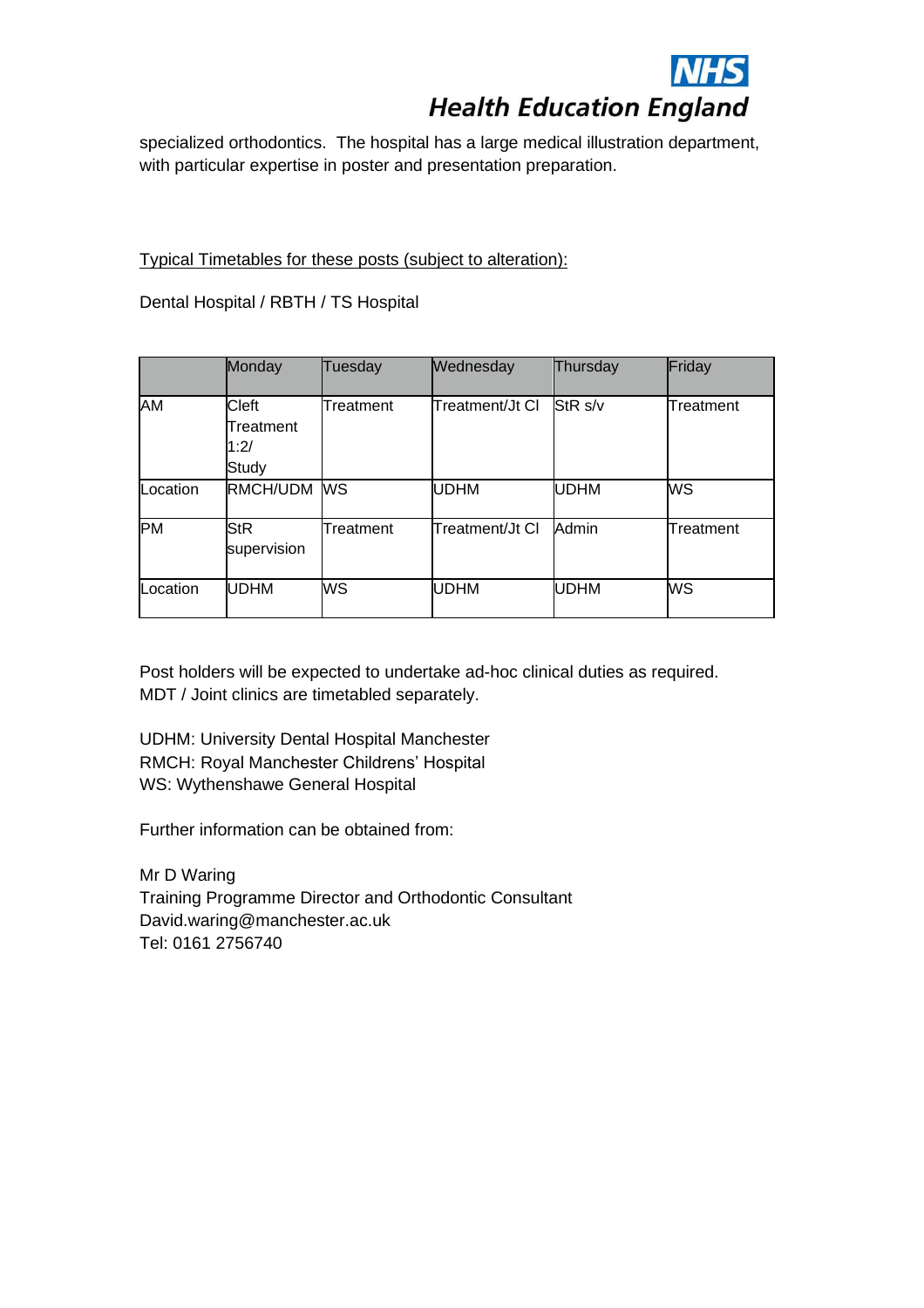specialized orthodontics. The hospital has a large medical illustration department, with particular expertise in poster and presentation preparation.

<u>Typical Timetables for these posts (subject to alteration):</u>

Dental Hospital / RBTH / TS Hospital

| | Monday | Tuesday | Wednesday | Thursday | Friday |
|---|---|---|---|---|---|
| AM | Cleft Treatment 1:2/ Study | Treatment | Treatment/Jt Cl | StR s/v | Treatment |
| Location | RMCH/UDM | WS | UDHM | UDHM | WS |
| PM | StR supervision | Treatment | Treatment/Jt Cl | Admin | Treatment |
| Location | UDHM | WS | UDHM | UDHM | WS |

Post holders will be expected to undertake ad-hoc clinical duties as required.
MDT / Joint clinics are timetabled separately.

UDHM: University Dental Hospital Manchester
RMCH: Royal Manchester Childrens' Hospital
WS: Wythenshawe General Hospital

Further information can be obtained from:

Mr D Waring
Training Programme Director and Orthodontic Consultant
David.waring@manchester.ac.uk
Tel: 0161 2756740